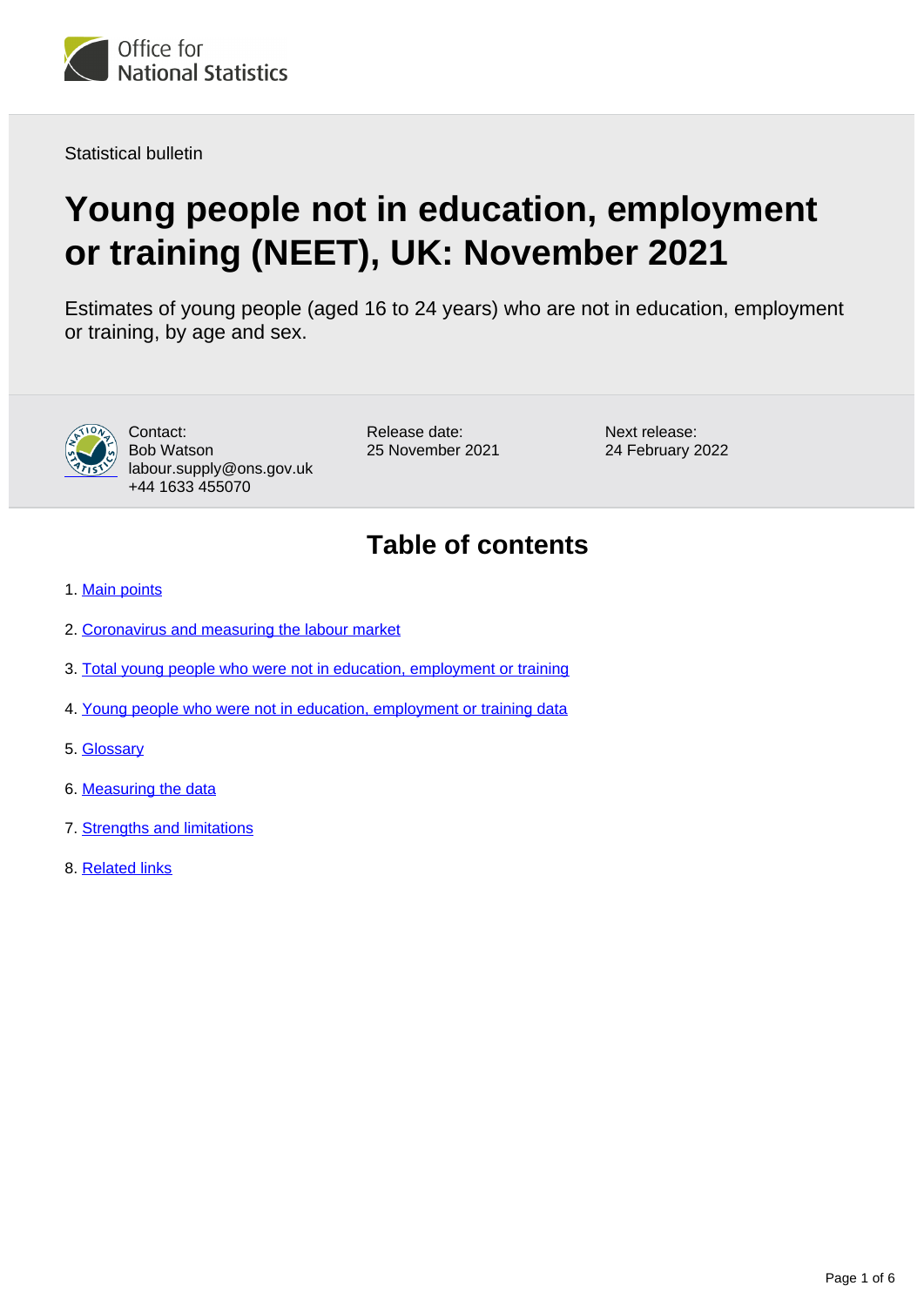Office for National Statistics

Statistical bulletin

# Young people not in education, employment or training (NEET), UK: November 2021

Estimates of young people (aged 16 to 24 years) who are not in education, employment or training, by age and sex.

Contact:
Bob Watson
labour.supply@ons.gov.uk
+44 1633 455070

Release date:
25 November 2021

Next release:
24 February 2022

## Table of contents

1. Main points
2. Coronavirus and measuring the labour market
3. Total young people who were not in education, employment or training
4. Young people who were not in education, employment or training data
5. Glossary
6. Measuring the data
7. Strengths and limitations
8. Related links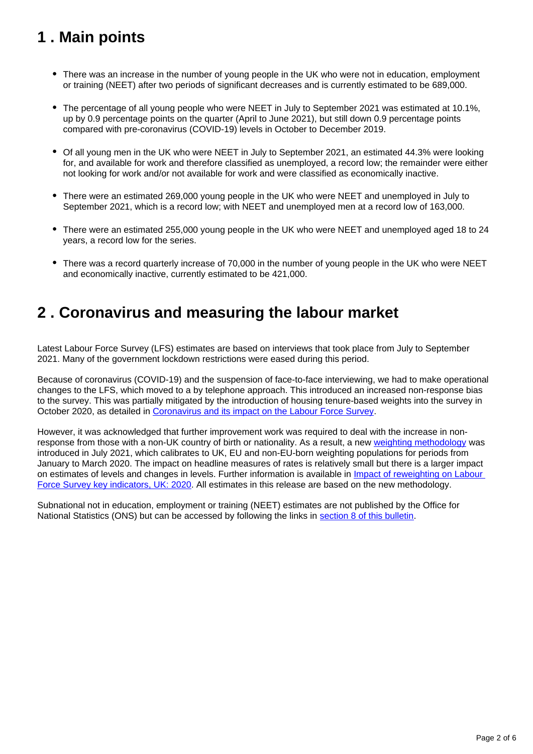## 1 . Main points

- There was an increase in the number of young people in the UK who were not in education, employment or training (NEET) after two periods of significant decreases and is currently estimated to be 689,000.
- The percentage of all young people who were NEET in July to September 2021 was estimated at 10.1%, up by 0.9 percentage points on the quarter (April to June 2021), but still down 0.9 percentage points compared with pre-coronavirus (COVID-19) levels in October to December 2019.
- Of all young men in the UK who were NEET in July to September 2021, an estimated 44.3% were looking for, and available for work and therefore classified as unemployed, a record low; the remainder were either not looking for work and/or not available for work and were classified as economically inactive.
- There were an estimated 269,000 young people in the UK who were NEET and unemployed in July to September 2021, which is a record low; with NEET and unemployed men at a record low of 163,000.
- There were an estimated 255,000 young people in the UK who were NEET and unemployed aged 18 to 24 years, a record low for the series.
- There was a record quarterly increase of 70,000 in the number of young people in the UK who were NEET and economically inactive, currently estimated to be 421,000.

## 2 . Coronavirus and measuring the labour market

Latest Labour Force Survey (LFS) estimates are based on interviews that took place from July to September 2021. Many of the government lockdown restrictions were eased during this period.

Because of coronavirus (COVID-19) and the suspension of face-to-face interviewing, we had to make operational changes to the LFS, which moved to a by telephone approach. This introduced an increased non-response bias to the survey. This was partially mitigated by the introduction of housing tenure-based weights into the survey in October 2020, as detailed in [Coronavirus and its impact on the Labour Force Survey](#).

However, it was acknowledged that further improvement work was required to deal with the increase in non-response from those with a non-UK country of birth or nationality. As a result, a new [weighting methodology](#) was introduced in July 2021, which calibrates to UK, EU and non-EU-born weighting populations for periods from January to March 2020. The impact on headline measures of rates is relatively small but there is a larger impact on estimates of levels and changes in levels. Further information is available in [Impact of reweighting on Labour Force Survey key indicators, UK: 2020](#). All estimates in this release are based on the new methodology.

Subnational not in education, employment or training (NEET) estimates are not published by the Office for National Statistics (ONS) but can be accessed by following the links in [section 8 of this bulletin](#).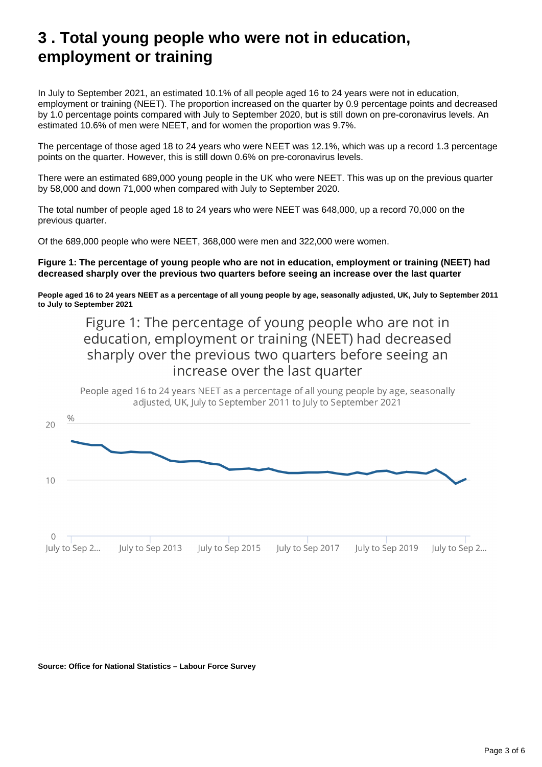## 3 . Total young people who were not in education, employment or training

In July to September 2021, an estimated 10.1% of all people aged 16 to 24 years were not in education, employment or training (NEET). The proportion increased on the quarter by 0.9 percentage points and decreased by 1.0 percentage points compared with July to September 2020, but is still down on pre-coronavirus levels. An estimated 10.6% of men were NEET, and for women the proportion was 9.7%.

The percentage of those aged 18 to 24 years who were NEET was 12.1%, which was up a record 1.3 percentage points on the quarter. However, this is still down 0.6% on pre-coronavirus levels.

There were an estimated 689,000 young people in the UK who were NEET. This was up on the previous quarter by 58,000 and down 71,000 when compared with July to September 2020.

The total number of people aged 18 to 24 years who were NEET was 648,000, up a record 70,000 on the previous quarter.

Of the 689,000 people who were NEET, 368,000 were men and 322,000 were women.

**Figure 1: The percentage of young people who are not in education, employment or training (NEET) had decreased sharply over the previous two quarters before seeing an increase over the last quarter**

**People aged 16 to 24 years NEET as a percentage of all young people by age, seasonally adjusted, UK, July to September 2011 to July to September 2021**

Figure 1: The percentage of young people who are not in education, employment or training (NEET) had decreased sharply over the previous two quarters before seeing an increase over the last quarter

People aged 16 to 24 years NEET as a percentage of all young people by age, seasonally adjusted, UK, July to September 2011 to July to September 2021

%

20

10

0

July to Sep 2...

July to Sep 2013

July to Sep 2015

July to Sep 2017

July to Sep 2019

July to Sep 2...

**Source: Office for National Statistics – Labour Force Survey**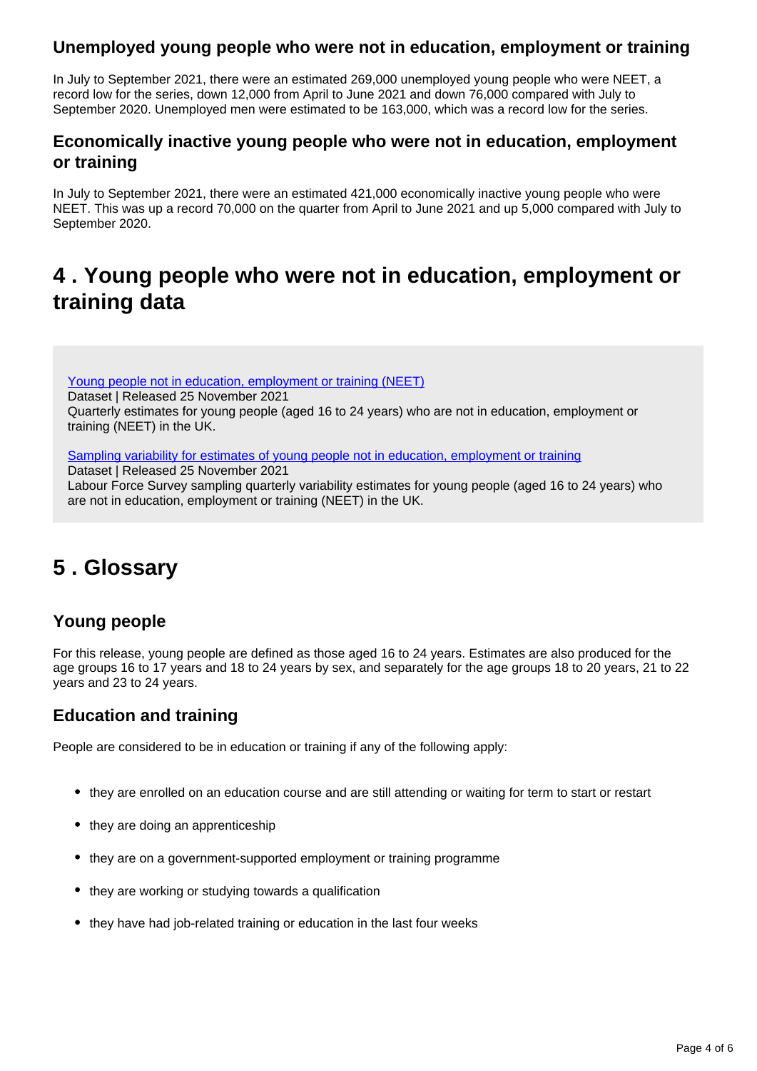### Unemployed young people who were not in education, employment or training

In July to September 2021, there were an estimated 269,000 unemployed young people who were NEET, a record low for the series, down 12,000 from April to June 2021 and down 76,000 compared with July to September 2020. Unemployed men were estimated to be 163,000, which was a record low for the series.

### Economically inactive young people who were not in education, employment or training

In July to September 2021, there were an estimated 421,000 economically inactive young people who were NEET. This was up a record 70,000 on the quarter from April to June 2021 and up 5,000 compared with July to September 2020.

## 4 . Young people who were not in education, employment or training data

Young people not in education, employment or training (NEET)
Dataset | Released 25 November 2021
Quarterly estimates for young people (aged 16 to 24 years) who are not in education, employment or training (NEET) in the UK.

Sampling variability for estimates of young people not in education, employment or training
Dataset | Released 25 November 2021
Labour Force Survey sampling quarterly variability estimates for young people (aged 16 to 24 years) who are not in education, employment or training (NEET) in the UK.

## 5 . Glossary

### Young people

For this release, young people are defined as those aged 16 to 24 years. Estimates are also produced for the age groups 16 to 17 years and 18 to 24 years by sex, and separately for the age groups 18 to 20 years, 21 to 22 years and 23 to 24 years.

### Education and training

People are considered to be in education or training if any of the following apply:

- they are enrolled on an education course and are still attending or waiting for term to start or restart
- they are doing an apprenticeship
- they are on a government-supported employment or training programme
- they are working or studying towards a qualification
- they have had job-related training or education in the last four weeks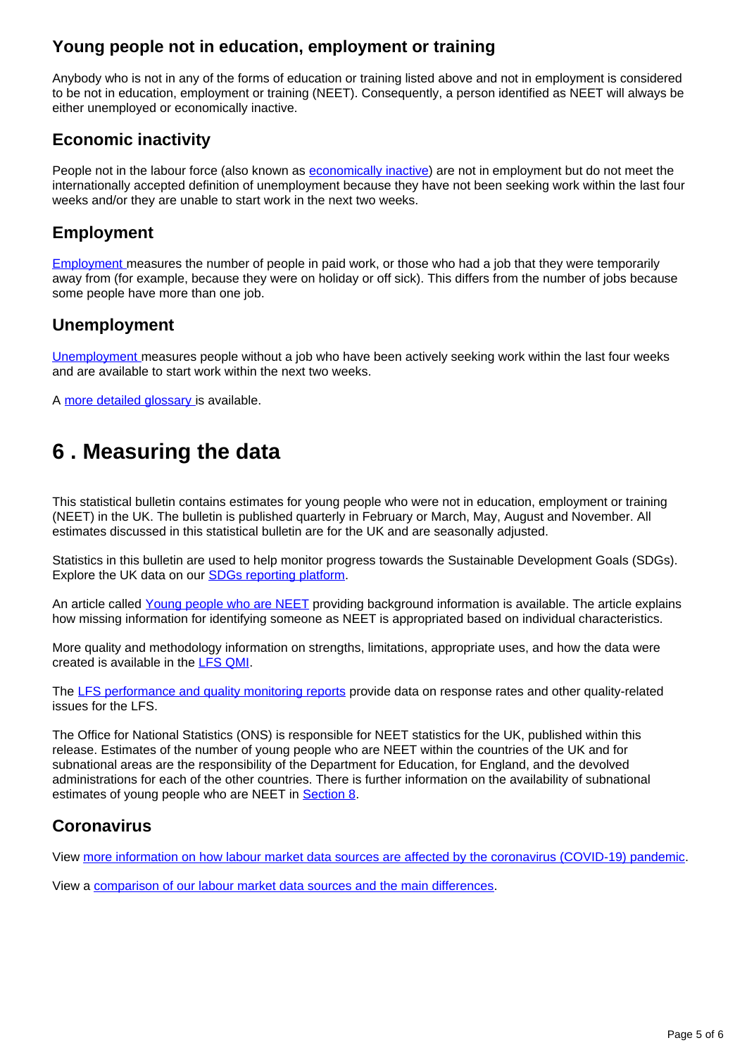### Young people not in education, employment or training

Anybody who is not in any of the forms of education or training listed above and not in employment is considered to be not in education, employment or training (NEET). Consequently, a person identified as NEET will always be either unemployed or economically inactive.

### Economic inactivity

People not in the labour force (also known as economically inactive) are not in employment but do not meet the internationally accepted definition of unemployment because they have not been seeking work within the last four weeks and/or they are unable to start work in the next two weeks.

### Employment

Employment measures the number of people in paid work, or those who had a job that they were temporarily away from (for example, because they were on holiday or off sick). This differs from the number of jobs because some people have more than one job.

### Unemployment

Unemployment measures people without a job who have been actively seeking work within the last four weeks and are available to start work within the next two weeks.

A more detailed glossary is available.

## 6 . Measuring the data

This statistical bulletin contains estimates for young people who were not in education, employment or training (NEET) in the UK. The bulletin is published quarterly in February or March, May, August and November. All estimates discussed in this statistical bulletin are for the UK and are seasonally adjusted.

Statistics in this bulletin are used to help monitor progress towards the Sustainable Development Goals (SDGs). Explore the UK data on our SDGs reporting platform.

An article called Young people who are NEET providing background information is available. The article explains how missing information for identifying someone as NEET is appropriated based on individual characteristics.

More quality and methodology information on strengths, limitations, appropriate uses, and how the data were created is available in the LFS QMI.

The LFS performance and quality monitoring reports provide data on response rates and other quality-related issues for the LFS.

The Office for National Statistics (ONS) is responsible for NEET statistics for the UK, published within this release. Estimates of the number of young people who are NEET within the countries of the UK and for subnational areas are the responsibility of the Department for Education, for England, and the devolved administrations for each of the other countries. There is further information on the availability of subnational estimates of young people who are NEET in Section 8.

### Coronavirus

View more information on how labour market data sources are affected by the coronavirus (COVID-19) pandemic.

View a comparison of our labour market data sources and the main differences.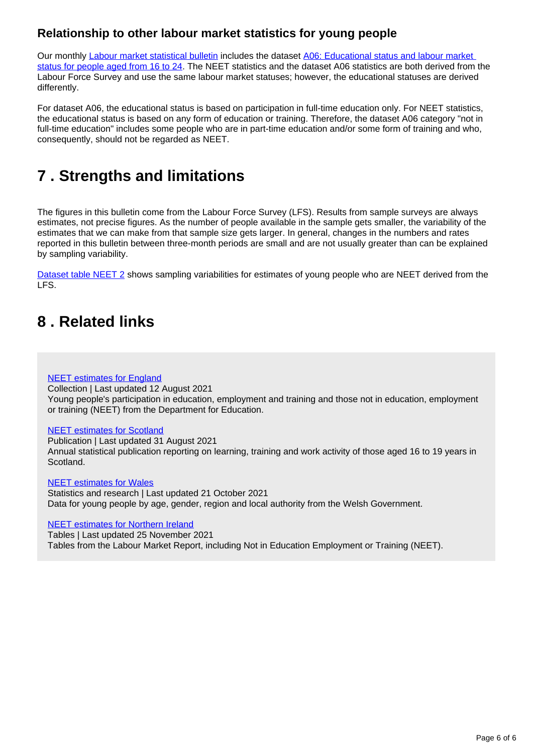### Relationship to other labour market statistics for young people

Our monthly Labour market statistical bulletin includes the dataset A06: Educational status and labour market status for people aged from 16 to 24. The NEET statistics and the dataset A06 statistics are both derived from the Labour Force Survey and use the same labour market statuses; however, the educational statuses are derived differently.

For dataset A06, the educational status is based on participation in full-time education only. For NEET statistics, the educational status is based on any form of education or training. Therefore, the dataset A06 category "not in full-time education" includes some people who are in part-time education and/or some form of training and who, consequently, should not be regarded as NEET.

## 7 . Strengths and limitations

The figures in this bulletin come from the Labour Force Survey (LFS). Results from sample surveys are always estimates, not precise figures. As the number of people available in the sample gets smaller, the variability of the estimates that we can make from that sample size gets larger. In general, changes in the numbers and rates reported in this bulletin between three-month periods are small and are not usually greater than can be explained by sampling variability.

Dataset table NEET 2 shows sampling variabilities for estimates of young people who are NEET derived from the LFS.

## 8 . Related links

NEET estimates for England
Collection | Last updated 12 August 2021
Young people's participation in education, employment and training and those not in education, employment or training (NEET) from the Department for Education.

NEET estimates for Scotland
Publication | Last updated 31 August 2021
Annual statistical publication reporting on learning, training and work activity of those aged 16 to 19 years in Scotland.

NEET estimates for Wales
Statistics and research | Last updated 21 October 2021
Data for young people by age, gender, region and local authority from the Welsh Government.

NEET estimates for Northern Ireland
Tables | Last updated 25 November 2021
Tables from the Labour Market Report, including Not in Education Employment or Training (NEET).